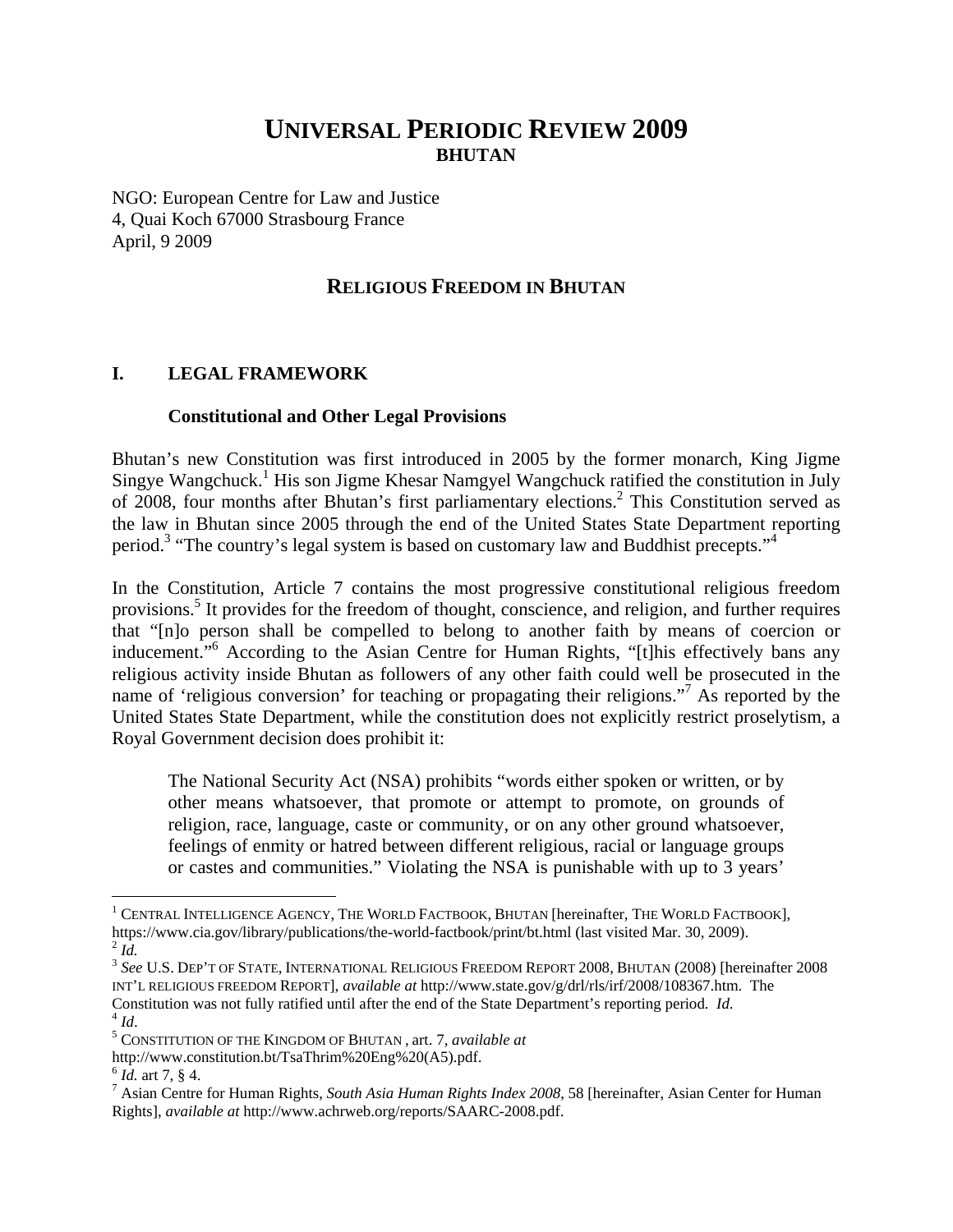# UNIVERSAL PERIODIC REVIEW 2009

## BHUTAN

NGO: European Centre for Law and Justice
4, Quai Koch 67000 Strasbourg France
April, 9 2009

## RELIGIOUS FREEDOM IN BHUTAN

## I. LEGAL FRAMEWORK

### Constitutional and Other Legal Provisions

Bhutan's new Constitution was first introduced in 2005 by the former monarch, King Jigme Singye Wangchuck.[1] His son Jigme Khesar Namgyel Wangchuck ratified the constitution in July of 2008, four months after Bhutan's first parliamentary elections.[2] This Constitution served as the law in Bhutan since 2005 through the end of the United States State Department reporting period.[3] "The country's legal system is based on customary law and Buddhist precepts."[4]

In the Constitution, Article 7 contains the most progressive constitutional religious freedom provisions.[5] It provides for the freedom of thought, conscience, and religion, and further requires that "[n]o person shall be compelled to belong to another faith by means of coercion or inducement."[6] According to the Asian Centre for Human Rights, "[t]his effectively bans any religious activity inside Bhutan as followers of any other faith could well be prosecuted in the name of 'religious conversion' for teaching or propagating their religions."[7] As reported by the United States State Department, while the constitution does not explicitly restrict proselytism, a Royal Government decision does prohibit it:

> The National Security Act (NSA) prohibits "words either spoken or written, or by other means whatsoever, that promote or attempt to promote, on grounds of religion, race, language, caste or community, or on any other ground whatsoever, feelings of enmity or hatred between different religious, racial or language groups or castes and communities." Violating the NSA is punishable with up to 3 years'

---

[1] CENTRAL INTELLIGENCE AGENCY, THE WORLD FACTBOOK, BHUTAN [hereinafter, THE WORLD FACTBOOK], https://www.cia.gov/library/publications/the-world-factbook/print/bt.html (last visited Mar. 30, 2009).

[2] *Id.*

[3] *See* U.S. DEP'T OF STATE, INTERNATIONAL RELIGIOUS FREEDOM REPORT 2008, BHUTAN (2008) [hereinafter 2008 INT'L RELIGIOUS FREEDOM REPORT], *available at* http://www.state.gov/g/drl/rls/irf/2008/108367.htm. The Constitution was not fully ratified until after the end of the State Department's reporting period. *Id.*

[4] *Id*.

[5] CONSTITUTION OF THE KINGDOM OF BHUTAN , art. 7, *available at* http://www.constitution.bt/TsaThrim%20Eng%20(A5).pdf.

[6] *Id.* art 7, § 4.

[7] Asian Centre for Human Rights, *South Asia Human Rights Index 2008*, 58 [hereinafter, Asian Center for Human Rights], *available at* http://www.achrweb.org/reports/SAARC-2008.pdf.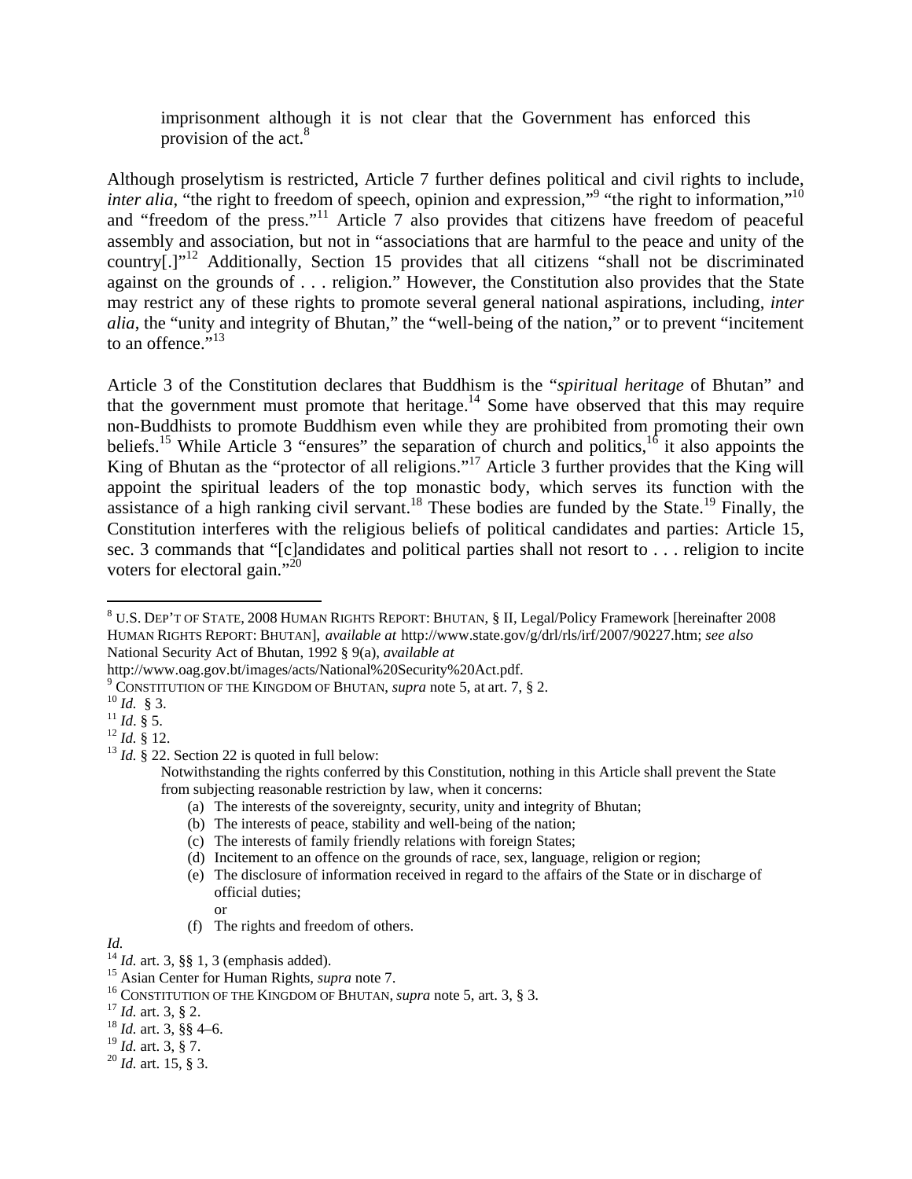imprisonment although it is not clear that the Government has enforced this provision of the act.[8]

Although proselytism is restricted, Article 7 further defines political and civil rights to include, *inter alia*, "the right to freedom of speech, opinion and expression,"[9] "the right to information,"[10] and "freedom of the press."[11] Article 7 also provides that citizens have freedom of peaceful assembly and association, but not in "associations that are harmful to the peace and unity of the country[.]"[12] Additionally, Section 15 provides that all citizens "shall not be discriminated against on the grounds of . . . religion." However, the Constitution also provides that the State may restrict any of these rights to promote several general national aspirations, including, *inter alia*, the "unity and integrity of Bhutan," the "well-being of the nation," or to prevent "incitement to an offence."[13]

Article 3 of the Constitution declares that Buddhism is the "*spiritual heritage* of Bhutan" and that the government must promote that heritage.[14] Some have observed that this may require non-Buddhists to promote Buddhism even while they are prohibited from promoting their own beliefs.[15] While Article 3 "ensures" the separation of church and politics,[16] it also appoints the King of Bhutan as the "protector of all religions."[17] Article 3 further provides that the King will appoint the spiritual leaders of the top monastic body, which serves its function with the assistance of a high ranking civil servant.[18] These bodies are funded by the State.[19] Finally, the Constitution interferes with the religious beliefs of political candidates and parties: Article 15, sec. 3 commands that "[c]andidates and political parties shall not resort to . . . religion to incite voters for electoral gain."[20]

---

[8] U.S. DEP'T OF STATE, 2008 HUMAN RIGHTS REPORT: BHUTAN, § II, Legal/Policy Framework [hereinafter 2008 HUMAN RIGHTS REPORT: BHUTAN], *available at* http://www.state.gov/g/drl/rls/irf/2007/90227.htm; *see also* National Security Act of Bhutan, 1992 § 9(a), *available at* http://www.oag.gov.bt/images/acts/National%20Security%20Act.pdf.

[9] CONSTITUTION OF THE KINGDOM OF BHUTAN, *supra* note 5, at art. 7, § 2.

[10] *Id.* § 3.

[11] *Id*. § 5.

[12] *Id.* § 12.

[13] *Id.* § 22. Section 22 is quoted in full below:

> Notwithstanding the rights conferred by this Constitution, nothing in this Article shall prevent the State from subjecting reasonable restriction by law, when it concerns:
>
> (a) The interests of the sovereignty, security, unity and integrity of Bhutan;
> (b) The interests of peace, stability and well-being of the nation;
> (c) The interests of family friendly relations with foreign States;
> (d) Incitement to an offence on the grounds of race, sex, language, religion or region;
> (e) The disclosure of information received in regard to the affairs of the State or in discharge of official duties;
> or
> (f) The rights and freedom of others.

*Id.*

[14] *Id.* art. 3, §§ 1, 3 (emphasis added).

[15] Asian Center for Human Rights, *supra* note 7.

[16] CONSTITUTION OF THE KINGDOM OF BHUTAN, *supra* note 5, art. 3, § 3.

[17] *Id.* art. 3, § 2.

[18] *Id.* art. 3, §§ 4–6.

[19] *Id.* art. 3, § 7.

[20] *Id.* art. 15, § 3.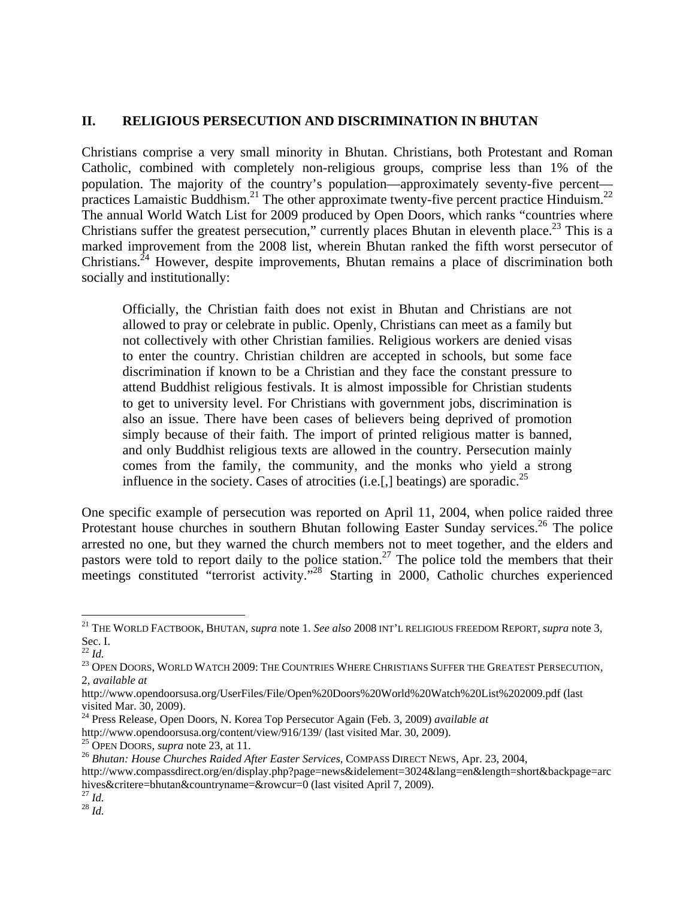## II. RELIGIOUS PERSECUTION AND DISCRIMINATION IN BHUTAN

Christians comprise a very small minority in Bhutan. Christians, both Protestant and Roman Catholic, combined with completely non-religious groups, comprise less than 1% of the population. The majority of the country's population—approximately seventy-five percent—practices Lamaistic Buddhism.[21] The other approximate twenty-five percent practice Hinduism.[22] The annual World Watch List for 2009 produced by Open Doors, which ranks "countries where Christians suffer the greatest persecution," currently places Bhutan in eleventh place.[23] This is a marked improvement from the 2008 list, wherein Bhutan ranked the fifth worst persecutor of Christians.[24] However, despite improvements, Bhutan remains a place of discrimination both socially and institutionally:

> Officially, the Christian faith does not exist in Bhutan and Christians are not allowed to pray or celebrate in public. Openly, Christians can meet as a family but not collectively with other Christian families. Religious workers are denied visas to enter the country. Christian children are accepted in schools, but some face discrimination if known to be a Christian and they face the constant pressure to attend Buddhist religious festivals. It is almost impossible for Christian students to get to university level. For Christians with government jobs, discrimination is also an issue. There have been cases of believers being deprived of promotion simply because of their faith. The import of printed religious matter is banned, and only Buddhist religious texts are allowed in the country. Persecution mainly comes from the family, the community, and the monks who yield a strong influence in the society. Cases of atrocities (i.e.[,] beatings) are sporadic.[25]

One specific example of persecution was reported on April 11, 2004, when police raided three Protestant house churches in southern Bhutan following Easter Sunday services.[26] The police arrested no one, but they warned the church members not to meet together, and the elders and pastors were told to report daily to the police station.[27] The police told the members that their meetings constituted "terrorist activity."[28] Starting in 2000, Catholic churches experienced

---

[21] THE WORLD FACTBOOK, BHUTAN, *supra* note 1. *See also* 2008 INT'L RELIGIOUS FREEDOM REPORT, *supra* note 3, Sec. I.

[22] *Id.*

[23] OPEN DOORS, WORLD WATCH 2009: THE COUNTRIES WHERE CHRISTIANS SUFFER THE GREATEST PERSECUTION, 2, *available at* http://www.opendoorsusa.org/UserFiles/File/Open%20Doors%20World%20Watch%20List%202009.pdf (last visited Mar. 30, 2009).

[24] Press Release, Open Doors, N. Korea Top Persecutor Again (Feb. 3, 2009) *available at* http://www.opendoorsusa.org/content/view/916/139/ (last visited Mar. 30, 2009).

[25] OPEN DOORS, *supra* note 23, at 11.

[26] *Bhutan: House Churches Raided After Easter Services*, COMPASS DIRECT NEWS, Apr. 23, 2004, http://www.compassdirect.org/en/display.php?page=news&idelement=3024&lang=en&length=short&backpage=archives&critere=bhutan&countryname=&rowcur=0 (last visited April 7, 2009).

[27] *Id.*

[28] *Id.*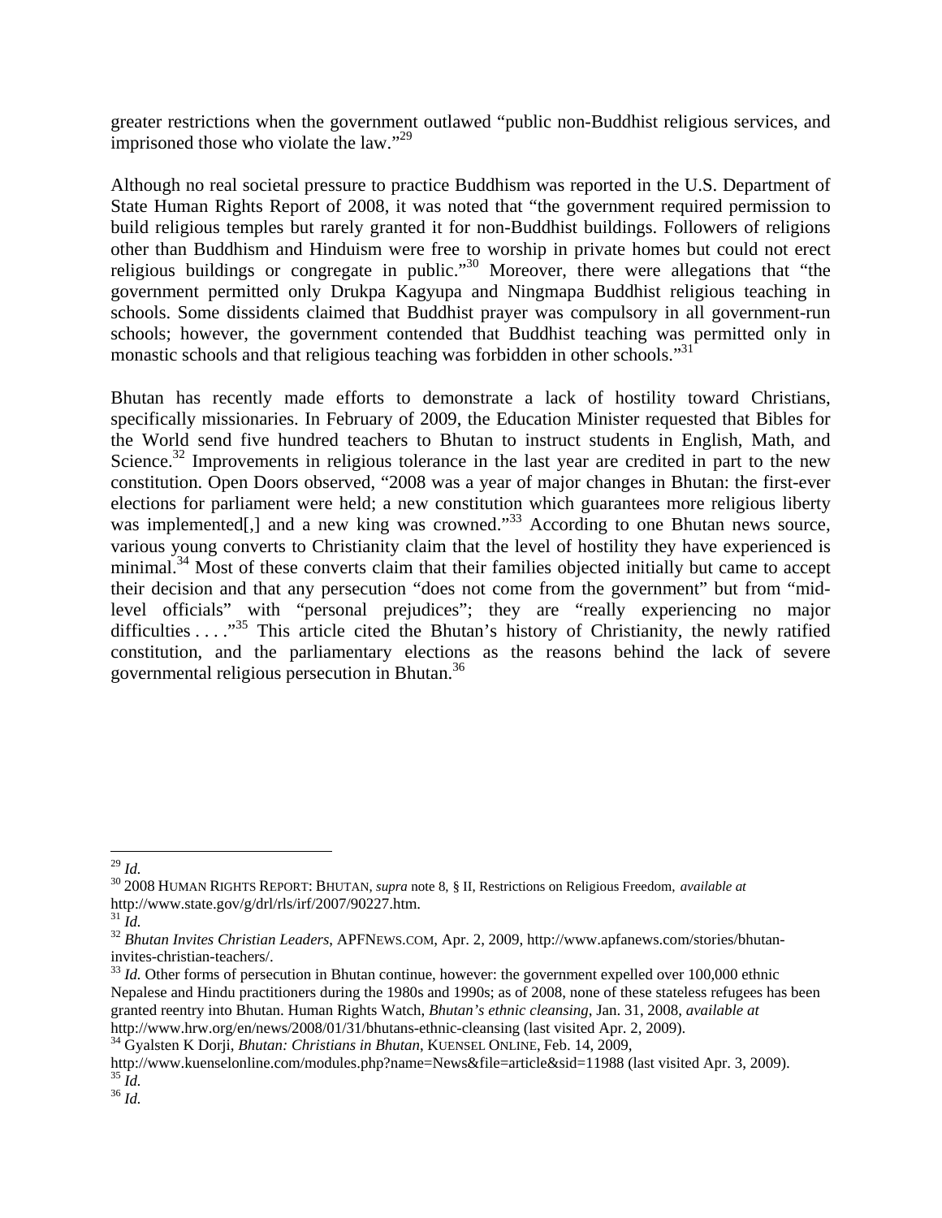greater restrictions when the government outlawed "public non-Buddhist religious services, and imprisoned those who violate the law."[29]

Although no real societal pressure to practice Buddhism was reported in the U.S. Department of State Human Rights Report of 2008, it was noted that "the government required permission to build religious temples but rarely granted it for non-Buddhist buildings. Followers of religions other than Buddhism and Hinduism were free to worship in private homes but could not erect religious buildings or congregate in public."[30] Moreover, there were allegations that "the government permitted only Drukpa Kagyupa and Ningmapa Buddhist religious teaching in schools. Some dissidents claimed that Buddhist prayer was compulsory in all government-run schools; however, the government contended that Buddhist teaching was permitted only in monastic schools and that religious teaching was forbidden in other schools."[31]

Bhutan has recently made efforts to demonstrate a lack of hostility toward Christians, specifically missionaries. In February of 2009, the Education Minister requested that Bibles for the World send five hundred teachers to Bhutan to instruct students in English, Math, and Science.[32] Improvements in religious tolerance in the last year are credited in part to the new constitution. Open Doors observed, "2008 was a year of major changes in Bhutan: the first-ever elections for parliament were held; a new constitution which guarantees more religious liberty was implemented[,] and a new king was crowned."[33] According to one Bhutan news source, various young converts to Christianity claim that the level of hostility they have experienced is minimal.[34] Most of these converts claim that their families objected initially but came to accept their decision and that any persecution "does not come from the government" but from "mid-level officials" with "personal prejudices"; they are "really experiencing no major difficulties . . . ."[35] This article cited the Bhutan's history of Christianity, the newly ratified constitution, and the parliamentary elections as the reasons behind the lack of severe governmental religious persecution in Bhutan.[36]

---

[29] *Id.*

[30] 2008 HUMAN RIGHTS REPORT: BHUTAN, *supra* note 8, § II, Restrictions on Religious Freedom, *available at* http://www.state.gov/g/drl/rls/irf/2007/90227.htm.

[31] *Id.*

[32] *Bhutan Invites Christian Leaders*, APFNEWS.COM, Apr. 2, 2009, http://www.apfanews.com/stories/bhutan-invites-christian-teachers/.

[33] *Id.* Other forms of persecution in Bhutan continue, however: the government expelled over 100,000 ethnic Nepalese and Hindu practitioners during the 1980s and 1990s; as of 2008, none of these stateless refugees has been granted reentry into Bhutan. Human Rights Watch, *Bhutan's ethnic cleansing*, Jan. 31, 2008, *available at* http://www.hrw.org/en/news/2008/01/31/bhutans-ethnic-cleansing (last visited Apr. 2, 2009).

[34] Gyalsten K Dorji, *Bhutan: Christians in Bhutan*, KUENSEL ONLINE, Feb. 14, 2009, http://www.kuenselonline.com/modules.php?name=News&file=article&sid=11988 (last visited Apr. 3, 2009).

[35] *Id.*

[36] *Id.*